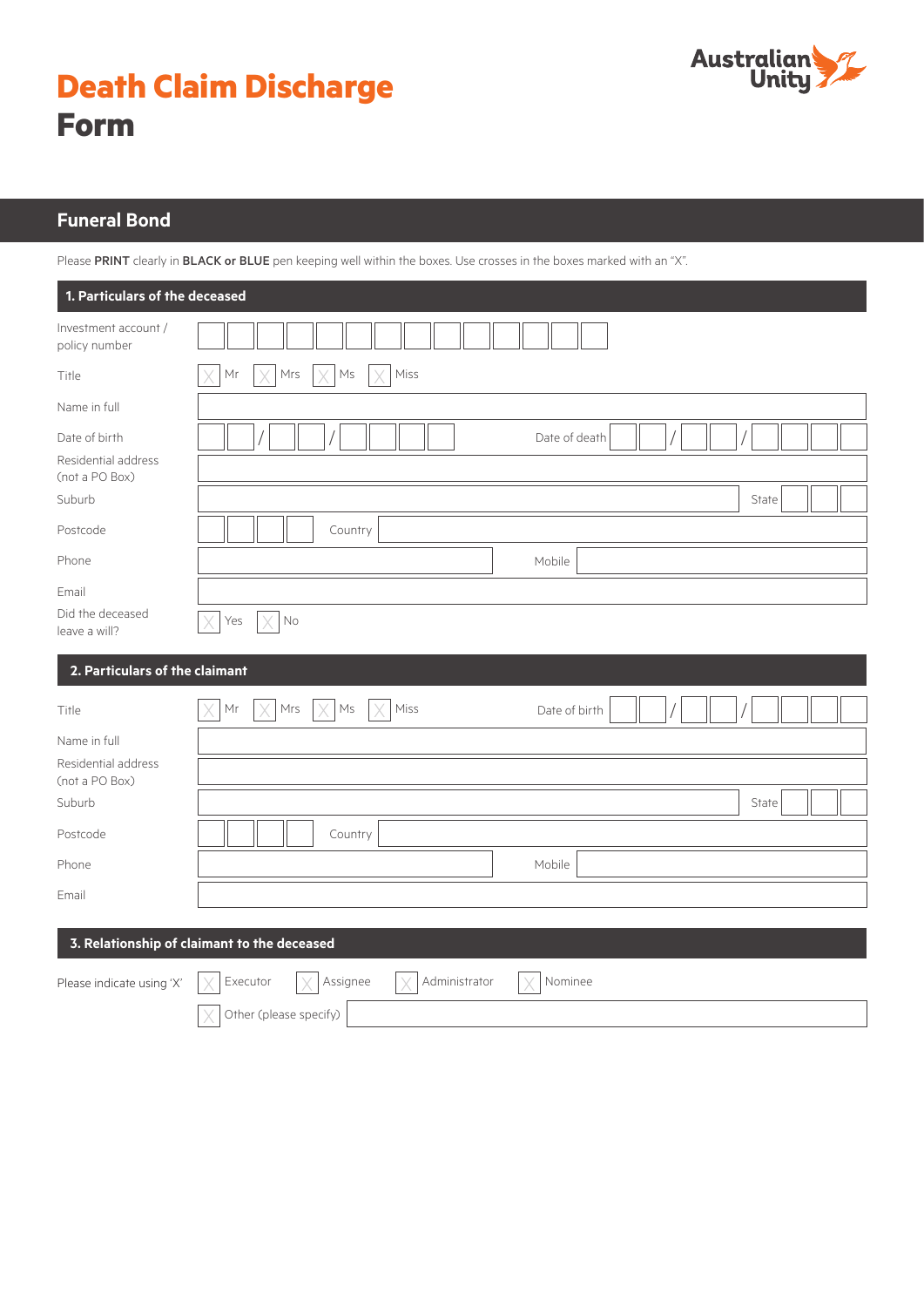# Death Claim Discharge Form

Australian Unity

## Funeral Bond

Please **PRINT** clearly in **BLACK or BLUE** pen keeping well within the boxes. Use crosses in the boxes marked with an "X".

### 1. Particulars of the deceased

Investment account / policy number

Title ☐ Mr ☐ Mrs ☐ Ms ☐ Miss

Name in full

Date of birth ___ / ___ / ______ Date of death ___ / ___ / ______

Residential address (not a PO Box)

Suburb State

Postcode Country

Phone Mobile

Email

Did the deceased leave a will? ☐ Yes ☐ No

### 2. Particulars of the claimant

Title ☐ Mr ☐ Mrs ☐ Ms ☐ Miss Date of birth ___ / ___ / ______

Name in full

Residential address (not a PO Box)

Suburb State

Postcode Country

Phone Mobile

Email

### 3. Relationship of claimant to the deceased

Please indicate using 'X' ☐ Executor ☐ Assignee ☐ Administrator ☐ Nominee

☐ Other (please specify)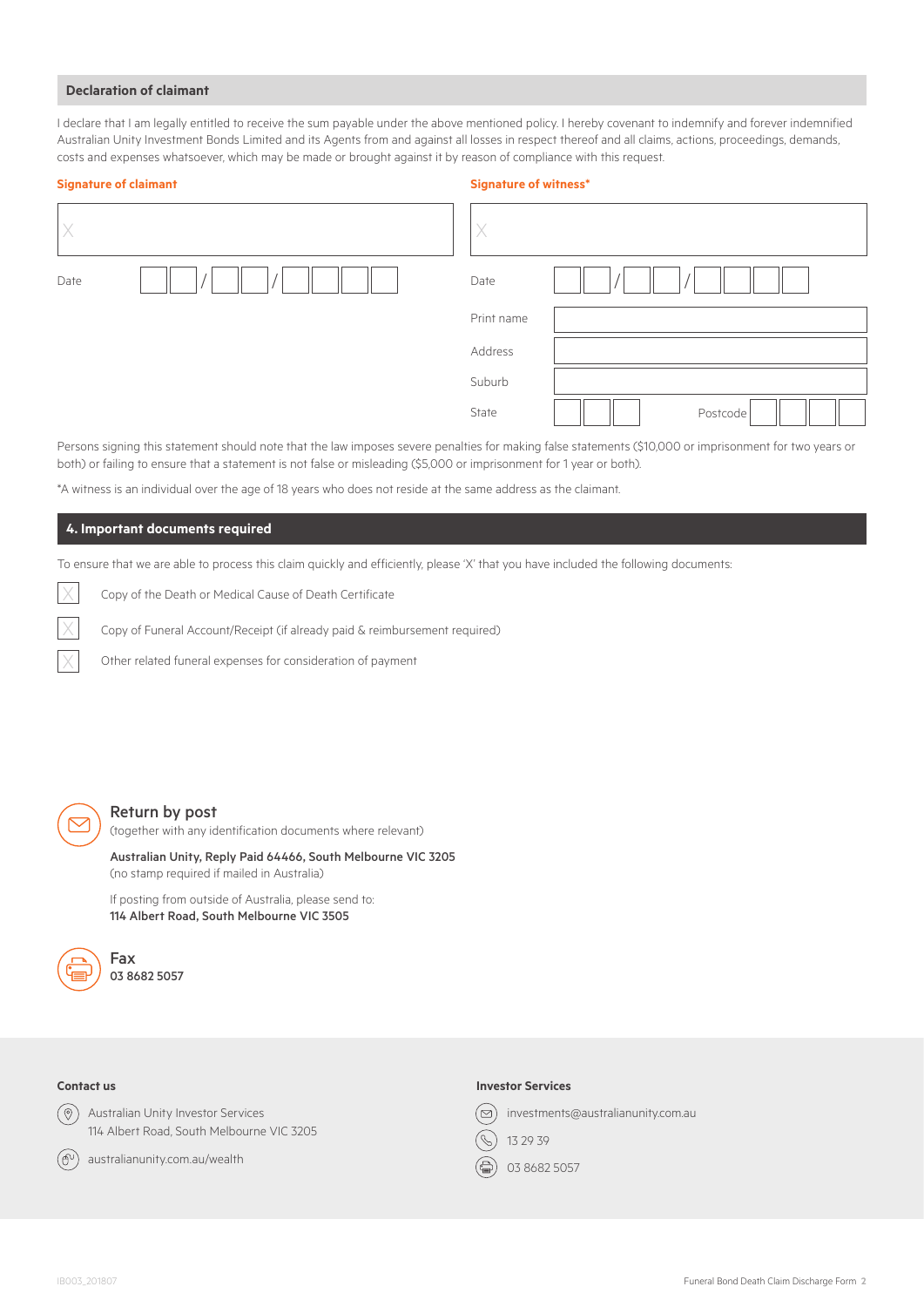## Declaration of claimant

I declare that I am legally entitled to receive the sum payable under the above mentioned policy. I hereby covenant to indemnify and forever indemnified Australian Unity Investment Bonds Limited and its Agents from and against all losses in respect thereof and all claims, actions, proceedings, demands, costs and expenses whatsoever, which may be made or brought against it by reason of compliance with this request.

**Signature of claimant**

X

Date __ __ / __ __ / __ __ __ __

**Signature of witness***

X

Date __ __ / __ __ / __ __ __ __

Print name

Address

Suburb

State                Postcode

Persons signing this statement should note that the law imposes severe penalties for making false statements ($10,000 or imprisonment for two years or both) or failing to ensure that a statement is not false or misleading ($5,000 or imprisonment for 1 year or both).

*A witness is an individual over the age of 18 years who does not reside at the same address as the claimant.

## 4. Important documents required

To ensure that we are able to process this claim quickly and efficiently, please 'X' that you have included the following documents:

- X Copy of the Death or Medical Cause of Death Certificate
- X Copy of Funeral Account/Receipt (if already paid & reimbursement required)
- X Other related funeral expenses for consideration of payment

### Return by post

(together with any identification documents where relevant)

**Australian Unity, Reply Paid 64466, South Melbourne VIC 3205**
(no stamp required if mailed in Australia)

If posting from outside of Australia, please send to:
**114 Albert Road, South Melbourne VIC 3505**

### Fax

**03 8682 5057**

**Contact us**

Australian Unity Investor Services
114 Albert Road, South Melbourne VIC 3205

australianunity.com.au/wealth

**Investor Services**

investments@australianunity.com.au

13 29 39

03 8682 5057

IB003_201807